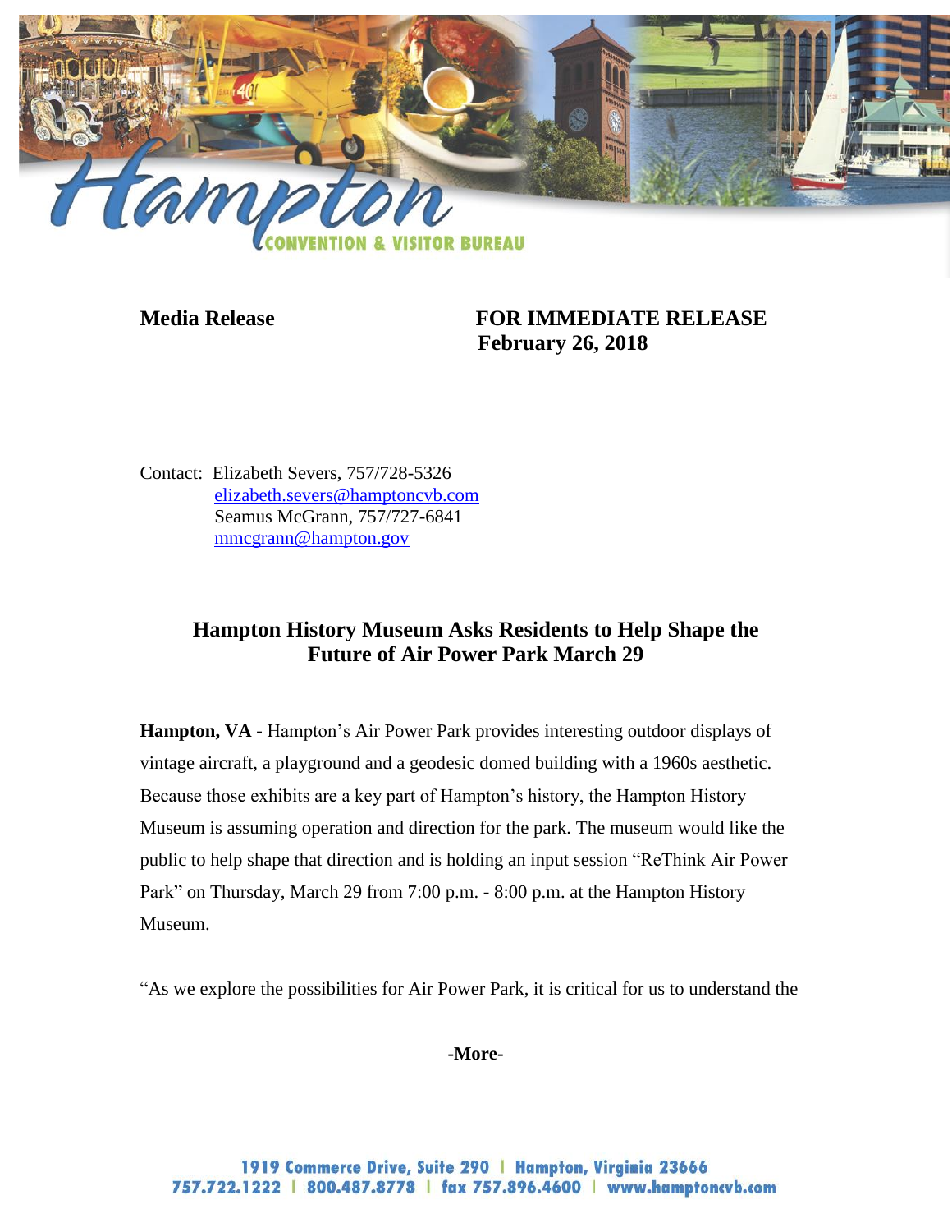**Media Release** **FOR IMMEDIATE RELEASE**
**February 26, 2018**

Contact: Elizabeth Severs, 757/728-5326
elizabeth.severs@hamptoncvb.com
Seamus McGrann, 757/727-6841
mmcgrann@hampton.gov

## Hampton History Museum Asks Residents to Help Shape the Future of Air Power Park March 29

**Hampton, VA -** Hampton's Air Power Park provides interesting outdoor displays of vintage aircraft, a playground and a geodesic domed building with a 1960s aesthetic. Because those exhibits are a key part of Hampton's history, the Hampton History Museum is assuming operation and direction for the park. The museum would like the public to help shape that direction and is holding an input session "ReThink Air Power Park" on Thursday, March 29 from 7:00 p.m. - 8:00 p.m. at the Hampton History Museum.

"As we explore the possibilities for Air Power Park, it is critical for us to understand the

**-More-**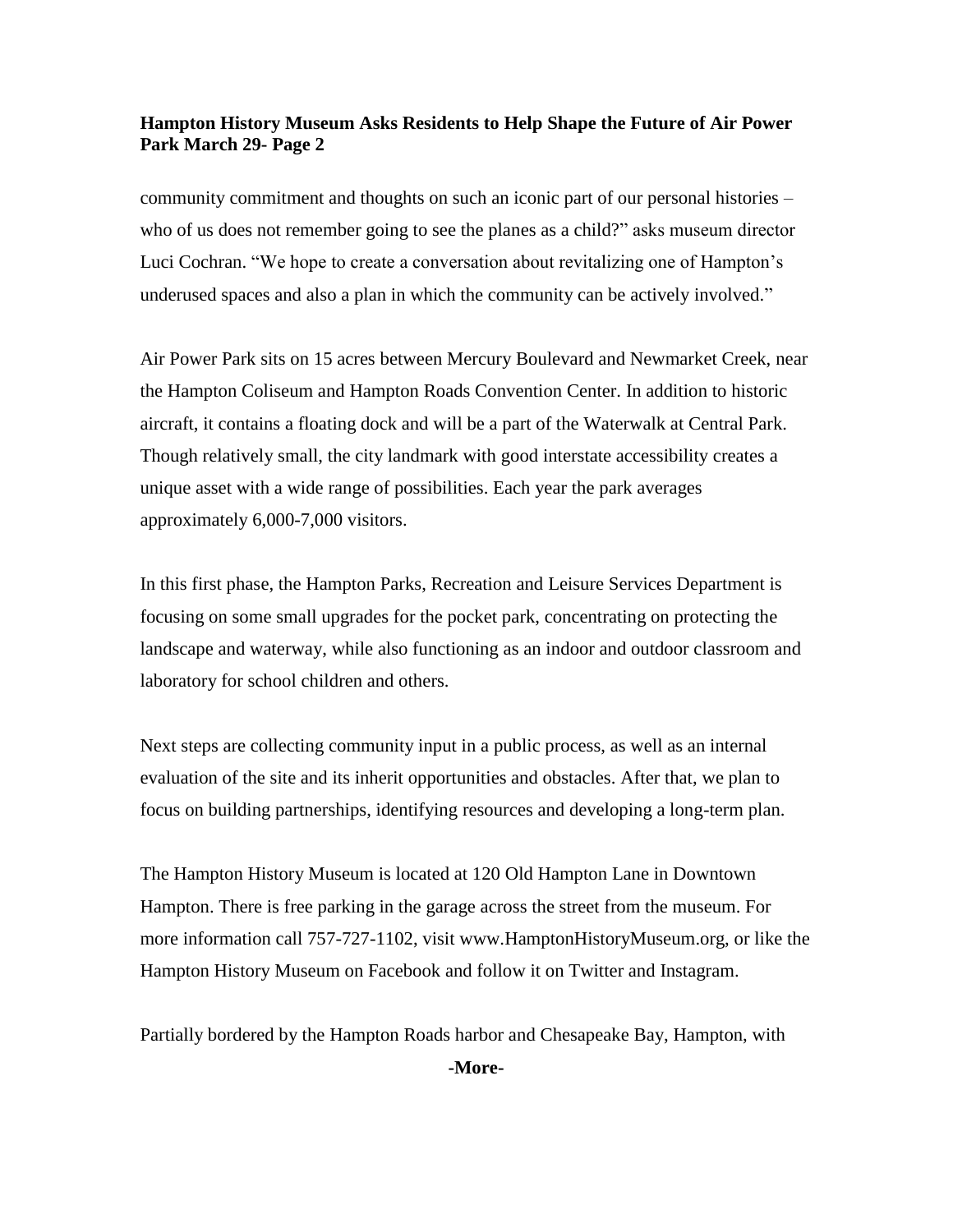community commitment and thoughts on such an iconic part of our personal histories – who of us does not remember going to see the planes as a child?" asks museum director Luci Cochran. "We hope to create a conversation about revitalizing one of Hampton's underused spaces and also a plan in which the community can be actively involved."

Air Power Park sits on 15 acres between Mercury Boulevard and Newmarket Creek, near the Hampton Coliseum and Hampton Roads Convention Center. In addition to historic aircraft, it contains a floating dock and will be a part of the Waterwalk at Central Park. Though relatively small, the city landmark with good interstate accessibility creates a unique asset with a wide range of possibilities. Each year the park averages approximately 6,000-7,000 visitors.

In this first phase, the Hampton Parks, Recreation and Leisure Services Department is focusing on some small upgrades for the pocket park, concentrating on protecting the landscape and waterway, while also functioning as an indoor and outdoor classroom and laboratory for school children and others.

Next steps are collecting community input in a public process, as well as an internal evaluation of the site and its inherit opportunities and obstacles. After that, we plan to focus on building partnerships, identifying resources and developing a long-term plan.

The Hampton History Museum is located at 120 Old Hampton Lane in Downtown Hampton. There is free parking in the garage across the street from the museum. For more information call 757-727-1102, visit www.HamptonHistoryMuseum.org, or like the Hampton History Museum on Facebook and follow it on Twitter and Instagram.

Partially bordered by the Hampton Roads harbor and Chesapeake Bay, Hampton, with

**-More-**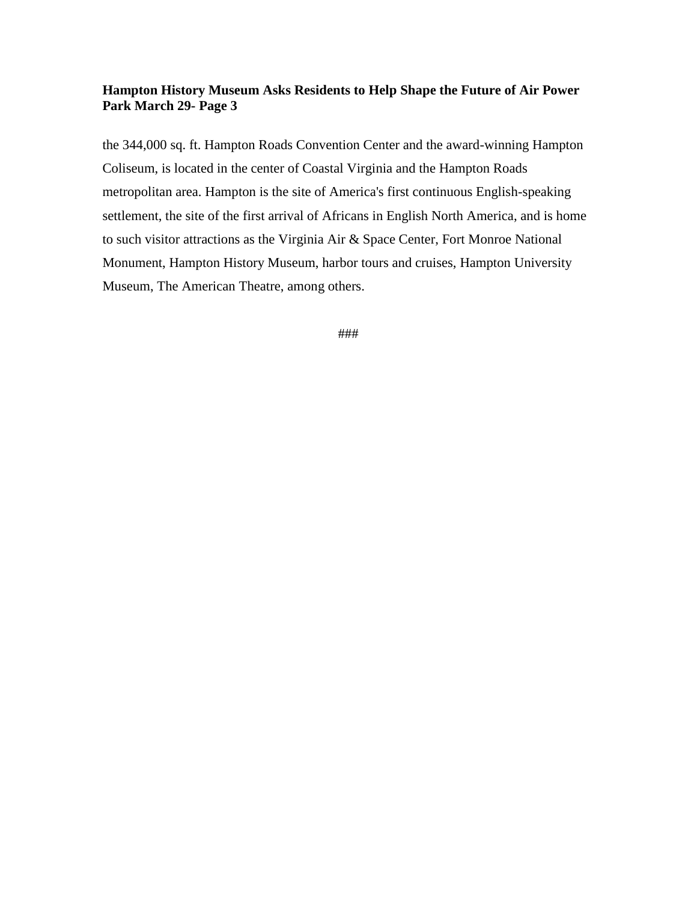the 344,000 sq. ft. Hampton Roads Convention Center and the award-winning Hampton Coliseum, is located in the center of Coastal Virginia and the Hampton Roads metropolitan area. Hampton is the site of America's first continuous English-speaking settlement, the site of the first arrival of Africans in English North America, and is home to such visitor attractions as the Virginia Air & Space Center, Fort Monroe National Monument, Hampton History Museum, harbor tours and cruises, Hampton University Museum, The American Theatre, among others.

###